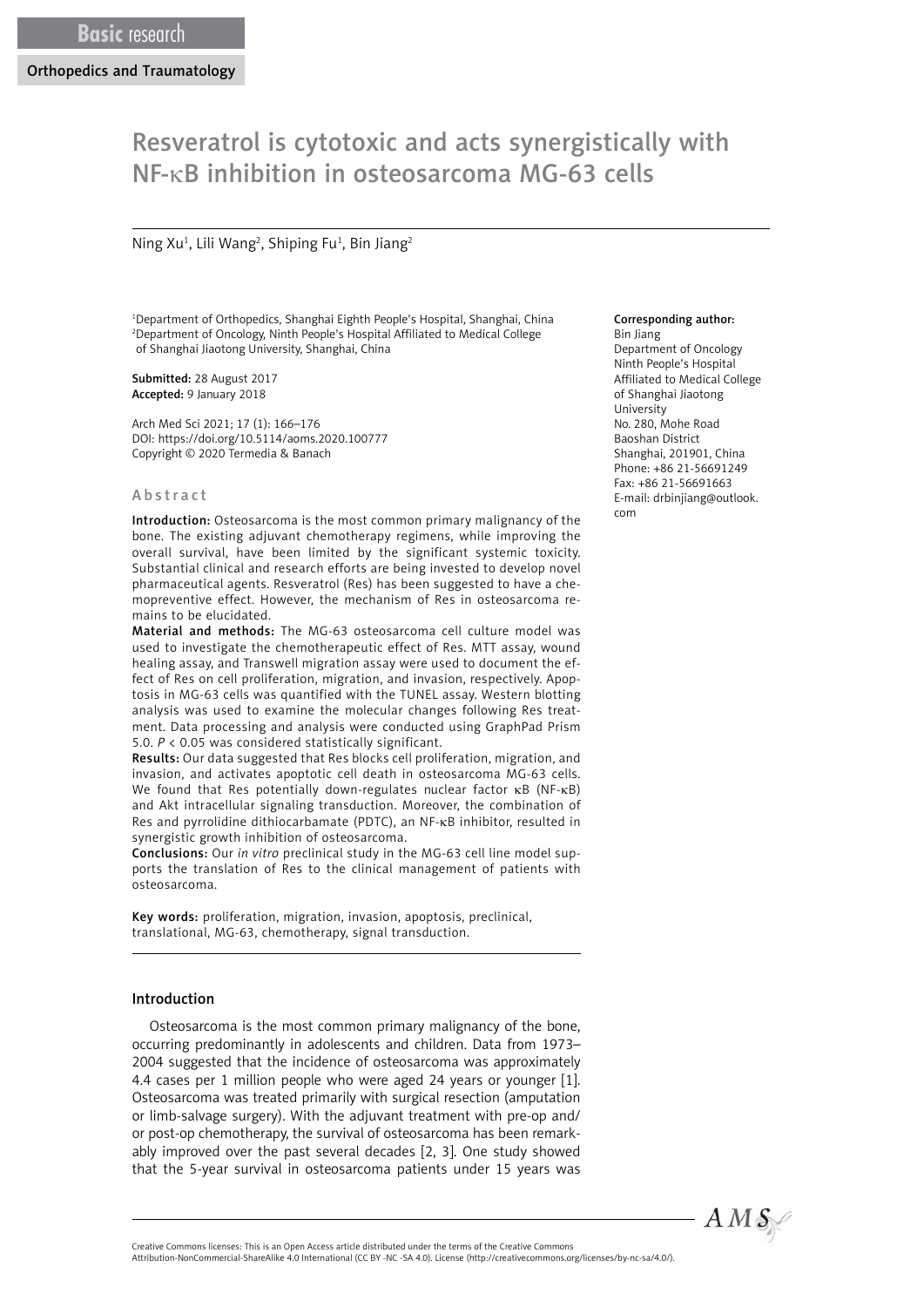Basic research

Orthopedics and Traumatology

# Resveratrol is cytotoxic and acts synergistically with NF-κB inhibition in osteosarcoma MG-63 cells

Ning Xu[1], Lili Wang[2], Shiping Fu[1], Bin Jiang[2]

[1]Department of Orthopedics, Shanghai Eighth People's Hospital, Shanghai, China
[2]Department of Oncology, Ninth People's Hospital Affiliated to Medical College of Shanghai Jiaotong University, Shanghai, China

**Submitted:** 28 August 2017
**Accepted:** 9 January 2018

Arch Med Sci 2021; 17 (1): 166–176
DOI: https://doi.org/10.5114/aoms.2020.100777
Copyright © 2020 Termedia & Banach

**Corresponding author:**
Bin Jiang
Department of Oncology
Ninth People's Hospital
Affiliated to Medical College of Shanghai Jiaotong University
No. 280, Mohe Road
Baoshan District
Shanghai, 201901, China
Phone: +86 21-56691249
Fax: +86 21-56691663
E-mail: drbinjiang@outlook.com

## Abstract

**Introduction:** Osteosarcoma is the most common primary malignancy of the bone. The existing adjuvant chemotherapy regimens, while improving the overall survival, have been limited by the significant systemic toxicity. Substantial clinical and research efforts are being invested to develop novel pharmaceutical agents. Resveratrol (Res) has been suggested to have a chemopreventive effect. However, the mechanism of Res in osteosarcoma remains to be elucidated.

**Material and methods:** The MG-63 osteosarcoma cell culture model was used to investigate the chemotherapeutic effect of Res. MTT assay, wound healing assay, and Transwell migration assay were used to document the effect of Res on cell proliferation, migration, and invasion, respectively. Apoptosis in MG-63 cells was quantified with the TUNEL assay. Western blotting analysis was used to examine the molecular changes following Res treatment. Data processing and analysis were conducted using GraphPad Prism 5.0. $P < 0.05$ was considered statistically significant.

**Results:** Our data suggested that Res blocks cell proliferation, migration, and invasion, and activates apoptotic cell death in osteosarcoma MG-63 cells. We found that Res potentially down-regulates nuclear factor κB (NF-κB) and Akt intracellular signaling transduction. Moreover, the combination of Res and pyrrolidine dithiocarbamate (PDTC), an NF-κB inhibitor, resulted in synergistic growth inhibition of osteosarcoma.

**Conclusions:** Our *in vitro* preclinical study in the MG-63 cell line model supports the translation of Res to the clinical management of patients with osteosarcoma.

**Key words:** proliferation, migration, invasion, apoptosis, preclinical, translational, MG-63, chemotherapy, signal transduction.

## Introduction

Osteosarcoma is the most common primary malignancy of the bone, occurring predominantly in adolescents and children. Data from 1973–2004 suggested that the incidence of osteosarcoma was approximately 4.4 cases per 1 million people who were aged 24 years or younger [1]. Osteosarcoma was treated primarily with surgical resection (amputation or limb-salvage surgery). With the adjuvant treatment with pre-op and/or post-op chemotherapy, the survival of osteosarcoma has been remarkably improved over the past several decades [2, 3]. One study showed that the 5-year survival in osteosarcoma patients under 15 years was

Creative Commons licenses: This is an Open Access article distributed under the terms of the Creative Commons Attribution-NonCommercial-ShareAlike 4.0 International (CC BY -NC -SA 4.0). License (http://creativecommons.org/licenses/by-nc-sa/4.0/).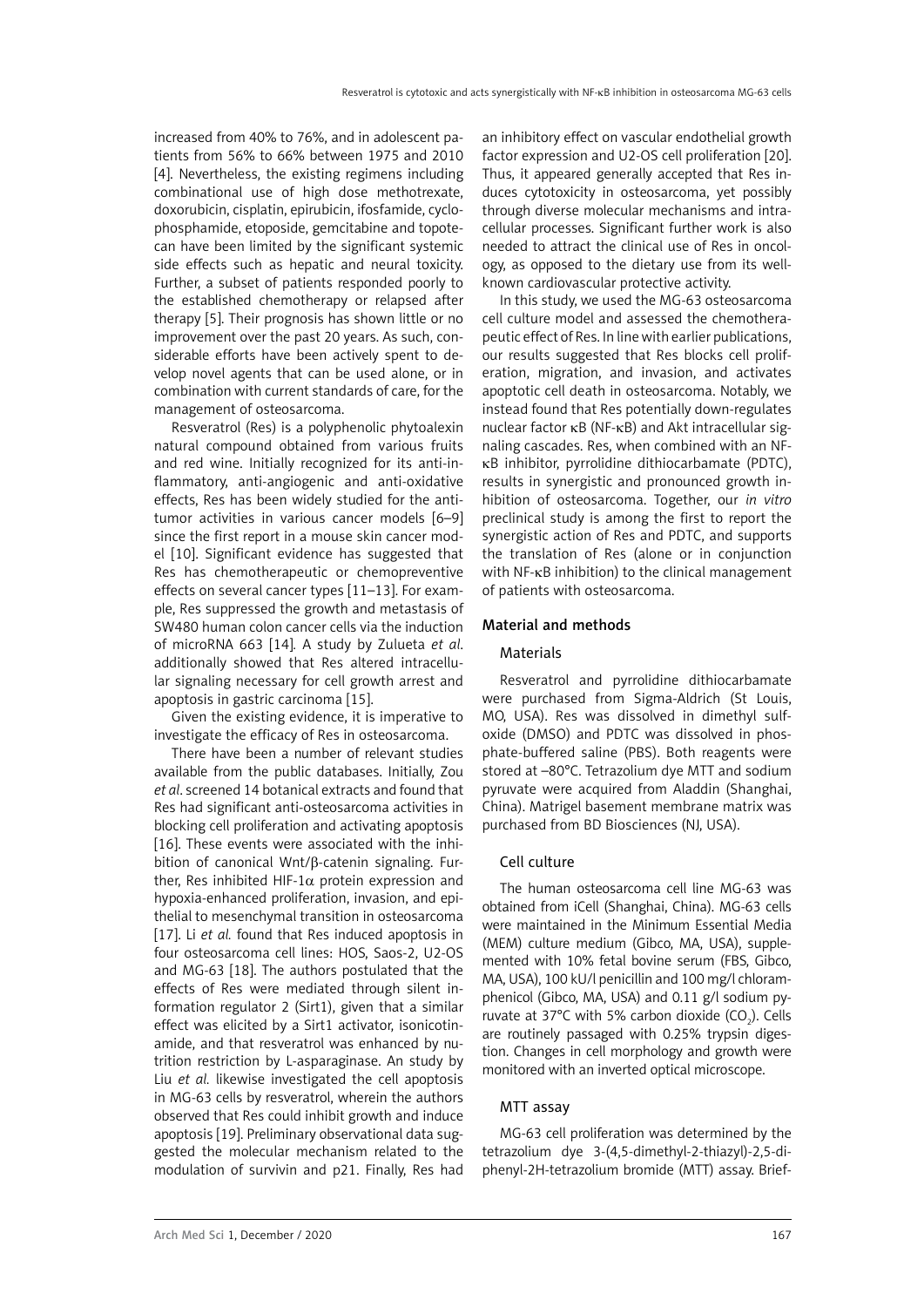increased from 40% to 76%, and in adolescent patients from 56% to 66% between 1975 and 2010 [4]. Nevertheless, the existing regimens including combinational use of high dose methotrexate, doxorubicin, cisplatin, epirubicin, ifosfamide, cyclophosphamide, etoposide, gemcitabine and topotecan have been limited by the significant systemic side effects such as hepatic and neural toxicity. Further, a subset of patients responded poorly to the established chemotherapy or relapsed after therapy [5]. Their prognosis has shown little or no improvement over the past 20 years. As such, considerable efforts have been actively spent to develop novel agents that can be used alone, or in combination with current standards of care, for the management of osteosarcoma.

Resveratrol (Res) is a polyphenolic phytoalexin natural compound obtained from various fruits and red wine. Initially recognized for its anti-inflammatory, anti-angiogenic and anti-oxidative effects, Res has been widely studied for the antitumor activities in various cancer models [6–9] since the first report in a mouse skin cancer model [10]. Significant evidence has suggested that Res has chemotherapeutic or chemopreventive effects on several cancer types [11–13]. For example, Res suppressed the growth and metastasis of SW480 human colon cancer cells via the induction of microRNA 663 [14]. A study by Zulueta *et al*. additionally showed that Res altered intracellular signaling necessary for cell growth arrest and apoptosis in gastric carcinoma [15].

Given the existing evidence, it is imperative to investigate the efficacy of Res in osteosarcoma.

There have been a number of relevant studies available from the public databases. Initially, Zou *et al*. screened 14 botanical extracts and found that Res had significant anti-osteosarcoma activities in blocking cell proliferation and activating apoptosis [16]. These events were associated with the inhibition of canonical Wnt/β-catenin signaling. Further, Res inhibited HIF-1α protein expression and hypoxia-enhanced proliferation, invasion, and epithelial to mesenchymal transition in osteosarcoma [17]. Li *et al.* found that Res induced apoptosis in four osteosarcoma cell lines: HOS, Saos-2, U2-OS and MG-63 [18]. The authors postulated that the effects of Res were mediated through silent information regulator 2 (Sirt1), given that a similar effect was elicited by a Sirt1 activator, isonicotinamide, and that resveratrol was enhanced by nutrition restriction by L-asparaginase. An study by Liu *et al.* likewise investigated the cell apoptosis in MG-63 cells by resveratrol, wherein the authors observed that Res could inhibit growth and induce apoptosis [19]. Preliminary observational data suggested the molecular mechanism related to the modulation of survivin and p21. Finally, Res had an inhibitory effect on vascular endothelial growth factor expression and U2-OS cell proliferation [20]. Thus, it appeared generally accepted that Res induces cytotoxicity in osteosarcoma, yet possibly through diverse molecular mechanisms and intracellular processes. Significant further work is also needed to attract the clinical use of Res in oncology, as opposed to the dietary use from its well-known cardiovascular protective activity.

In this study, we used the MG-63 osteosarcoma cell culture model and assessed the chemotherapeutic effect of Res. In line with earlier publications, our results suggested that Res blocks cell proliferation, migration, and invasion, and activates apoptotic cell death in osteosarcoma. Notably, we instead found that Res potentially down-regulates nuclear factor κB (NF-κB) and Akt intracellular signaling cascades. Res, when combined with an NF-κB inhibitor, pyrrolidine dithiocarbamate (PDTC), results in synergistic and pronounced growth inhibition of osteosarcoma. Together, our *in vitro* preclinical study is among the first to report the synergistic action of Res and PDTC, and supports the translation of Res (alone or in conjunction with NF-κB inhibition) to the clinical management of patients with osteosarcoma.

## Material and methods

### Materials

Resveratrol and pyrrolidine dithiocarbamate were purchased from Sigma-Aldrich (St Louis, MO, USA). Res was dissolved in dimethyl sulfoxide (DMSO) and PDTC was dissolved in phosphate-buffered saline (PBS). Both reagents were stored at –80°C. Tetrazolium dye MTT and sodium pyruvate were acquired from Aladdin (Shanghai, China). Matrigel basement membrane matrix was purchased from BD Biosciences (NJ, USA).

### Cell culture

The human osteosarcoma cell line MG-63 was obtained from iCell (Shanghai, China). MG-63 cells were maintained in the Minimum Essential Media (MEM) culture medium (Gibco, MA, USA), supplemented with 10% fetal bovine serum (FBS, Gibco, MA, USA), 100 kU/l penicillin and 100 mg/l chloramphenicol (Gibco, MA, USA) and 0.11 g/l sodium pyruvate at 37°C with 5% carbon dioxide ($CO_2$). Cells are routinely passaged with 0.25% trypsin digestion. Changes in cell morphology and growth were monitored with an inverted optical microscope.

### MTT assay

MG-63 cell proliferation was determined by the tetrazolium dye 3-(4,5-dimethyl-2-thiazyl)-2,5-diphenyl-2H-tetrazolium bromide (MTT) assay. Brief-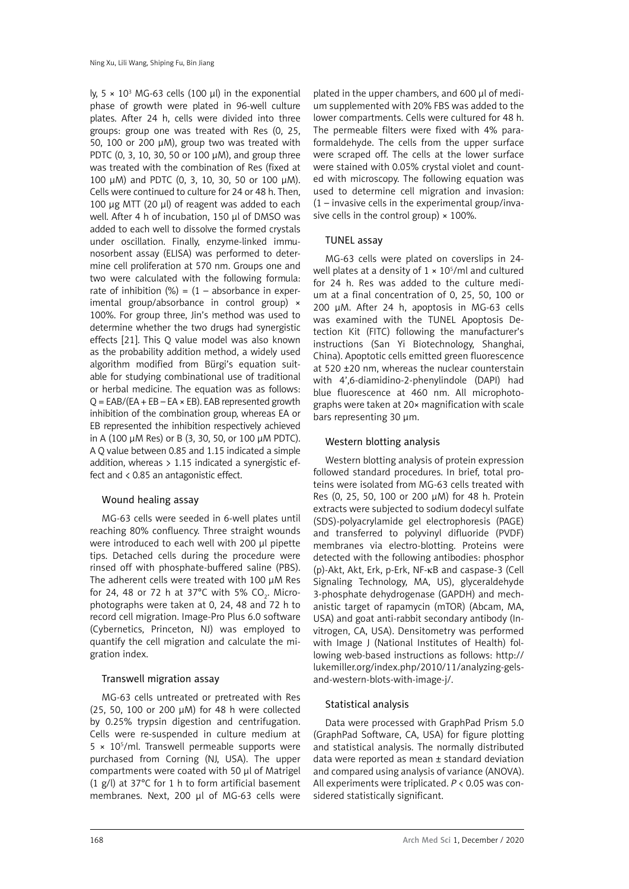ly, $5 \times 10^3$ MG-63 cells (100 μl) in the exponential phase of growth were plated in 96-well culture plates. After 24 h, cells were divided into three groups: group one was treated with Res (0, 25, 50, 100 or 200 μM), group two was treated with PDTC (0, 3, 10, 30, 50 or 100 μM), and group three was treated with the combination of Res (fixed at 100 μM) and PDTC (0, 3, 10, 30, 50 or 100 μM). Cells were continued to culture for 24 or 48 h. Then, 100 μg MTT (20 μl) of reagent was added to each well. After 4 h of incubation, 150 μl of DMSO was added to each well to dissolve the formed crystals under oscillation. Finally, enzyme-linked immunosorbent assay (ELISA) was performed to determine cell proliferation at 570 nm. Groups one and two were calculated with the following formula: rate of inhibition (%) = (1 – absorbance in experimental group/absorbance in control group) × 100%. For group three, Jin's method was used to determine whether the two drugs had synergistic effects [21]. This Q value model was also known as the probability addition method, a widely used algorithm modified from Bürgi's equation suitable for studying combinational use of traditional or herbal medicine. The equation was as follows: $Q = EAB/(EA + EB - EA \times EB)$. EAB represented growth inhibition of the combination group, whereas EA or EB represented the inhibition respectively achieved in A (100 μM Res) or B (3, 30, 50, or 100 μM PDTC). A Q value between 0.85 and 1.15 indicated a simple addition, whereas > 1.15 indicated a synergistic effect and < 0.85 an antagonistic effect.

### Wound healing assay

MG-63 cells were seeded in 6-well plates until reaching 80% confluency. Three straight wounds were introduced to each well with 200 μl pipette tips. Detached cells during the procedure were rinsed off with phosphate-buffered saline (PBS). The adherent cells were treated with 100 μM Res for 24, 48 or 72 h at 37°C with 5% $CO_2$. Microphotographs were taken at 0, 24, 48 and 72 h to record cell migration. Image-Pro Plus 6.0 software (Cybernetics, Princeton, NJ) was employed to quantify the cell migration and calculate the migration index.

### Transwell migration assay

MG-63 cells untreated or pretreated with Res (25, 50, 100 or 200 μM) for 48 h were collected by 0.25% trypsin digestion and centrifugation. Cells were re-suspended in culture medium at $5 \times 10^5$/ml. Transwell permeable supports were purchased from Corning (NJ, USA). The upper compartments were coated with 50 μl of Matrigel (1 g/l) at 37°C for 1 h to form artificial basement membranes. Next, 200 μl of MG-63 cells were plated in the upper chambers, and 600 μl of medium supplemented with 20% FBS was added to the lower compartments. Cells were cultured for 48 h. The permeable filters were fixed with 4% paraformaldehyde. The cells from the upper surface were scraped off. The cells at the lower surface were stained with 0.05% crystal violet and counted with microscopy. The following equation was used to determine cell migration and invasion: (1 – invasive cells in the experimental group/invasive cells in the control group) × 100%.

### TUNEL assay

MG-63 cells were plated on coverslips in 24-well plates at a density of $1 \times 10^5$/ml and cultured for 24 h. Res was added to the culture medium at a final concentration of 0, 25, 50, 100 or 200 μM. After 24 h, apoptosis in MG-63 cells was examined with the TUNEL Apoptosis Detection Kit (FITC) following the manufacturer's instructions (San Yi Biotechnology, Shanghai, China). Apoptotic cells emitted green fluorescence at 520 ±20 nm, whereas the nuclear counterstain with 4',6-diamidino-2-phenylindole (DAPI) had blue fluorescence at 460 nm. All microphotographs were taken at 20× magnification with scale bars representing 30 μm.

### Western blotting analysis

Western blotting analysis of protein expression followed standard procedures. In brief, total proteins were isolated from MG-63 cells treated with Res (0, 25, 50, 100 or 200 μM) for 48 h. Protein extracts were subjected to sodium dodecyl sulfate (SDS)-polyacrylamide gel electrophoresis (PAGE) and transferred to polyvinyl difluoride (PVDF) membranes via electro-blotting. Proteins were detected with the following antibodies: phosphor (p)-Akt, Akt, Erk, p-Erk, NF-κB and caspase-3 (Cell Signaling Technology, MA, US), glyceraldehyde 3-phosphate dehydrogenase (GAPDH) and mechanistic target of rapamycin (mTOR) (Abcam, MA, USA) and goat anti-rabbit secondary antibody (Invitrogen, CA, USA). Densitometry was performed with Image J (National Institutes of Health) following web-based instructions as follows: http://lukemiller.org/index.php/2010/11/analyzing-gels-and-western-blots-with-image-j/.

### Statistical analysis

Data were processed with GraphPad Prism 5.0 (GraphPad Software, CA, USA) for figure plotting and statistical analysis. The normally distributed data were reported as mean ± standard deviation and compared using analysis of variance (ANOVA). All experiments were triplicated. $P < 0.05$ was considered statistically significant.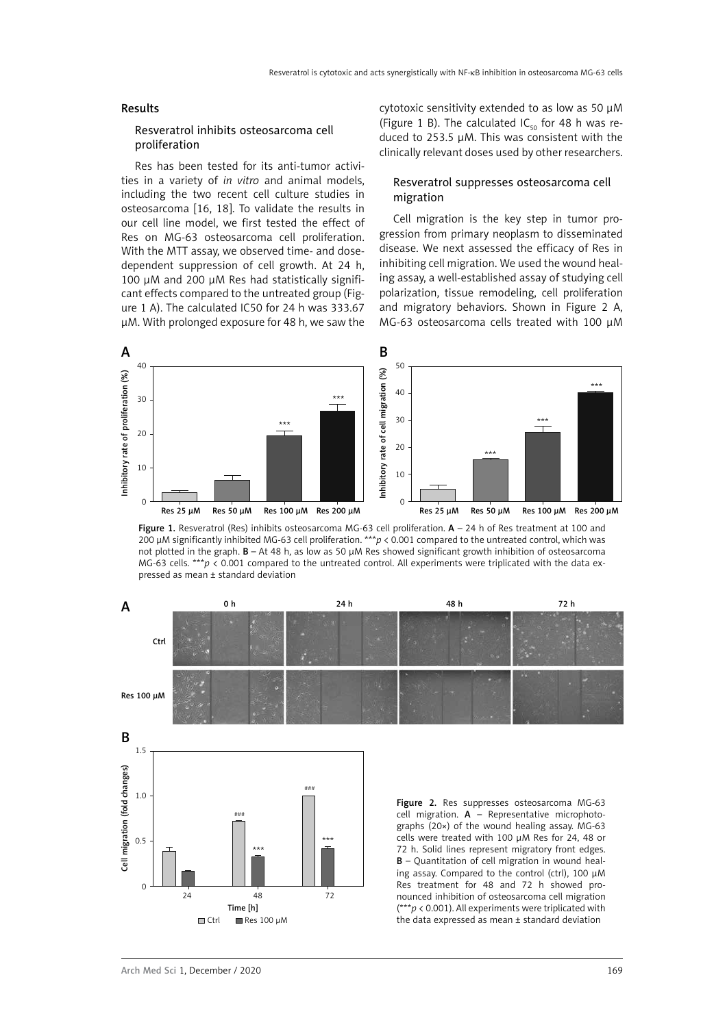## Results

### Resveratrol inhibits osteosarcoma cell proliferation

Res has been tested for its anti-tumor activities in a variety of *in vitro* and animal models, including the two recent cell culture studies in osteosarcoma [16, 18]. To validate the results in our cell line model, we first tested the effect of Res on MG-63 osteosarcoma cell proliferation. With the MTT assay, we observed time- and dose-dependent suppression of cell growth. At 24 h, 100 μM and 200 μM Res had statistically significant effects compared to the untreated group (Figure 1 A). The calculated IC50 for 24 h was 333.67 μM. With prolonged exposure for 48 h, we saw the cytotoxic sensitivity extended to as low as 50 μM (Figure 1 B). The calculated $IC_{50}$ for 48 h was reduced to 253.5 μM. This was consistent with the clinically relevant doses used by other researchers.

### Resveratrol suppresses osteosarcoma cell migration

Cell migration is the key step in tumor progression from primary neoplasm to disseminated disease. We next assessed the efficacy of Res in inhibiting cell migration. We used the wound healing assay, a well-established assay of studying cell polarization, tissue remodeling, cell proliferation and migratory behaviors. Shown in Figure 2 A, MG-63 osteosarcoma cells treated with 100 μM

**Figure 1.** Resveratrol (Res) inhibits osteosarcoma MG-63 cell proliferation. **A** – 24 h of Res treatment at 100 and 200 μM significantly inhibited MG-63 cell proliferation. \*\*\**p* < 0.001 compared to the untreated control, which was not plotted in the graph. **B** – At 48 h, as low as 50 μM Res showed significant growth inhibition of osteosarcoma MG-63 cells. \*\*\**p* < 0.001 compared to the untreated control. All experiments were triplicated with the data expressed as mean ± standard deviation

**Figure 2.** Res suppresses osteosarcoma MG-63 cell migration. **A** – Representative microphotographs (20×) of the wound healing assay. MG-63 cells were treated with 100 μM Res for 24, 48 or 72 h. Solid lines represent migratory front edges. **B** – Quantitation of cell migration in wound healing assay. Compared to the control (ctrl), 100 μM Res treatment for 48 and 72 h showed pronounced inhibition of osteosarcoma cell migration (\*\*\**p* < 0.001). All experiments were triplicated with the data expressed as mean ± standard deviation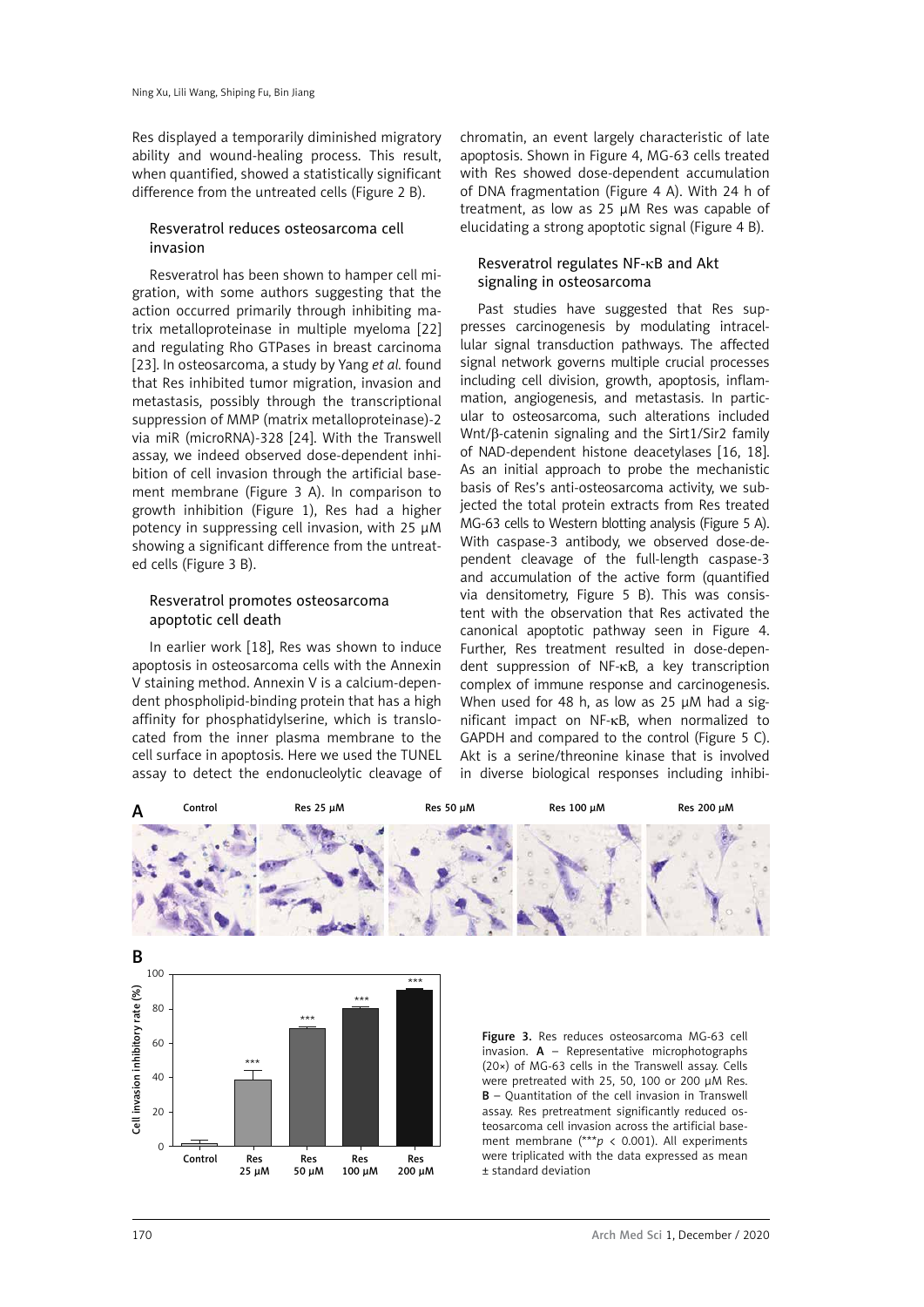Res displayed a temporarily diminished migratory ability and wound-healing process. This result, when quantified, showed a statistically significant difference from the untreated cells (Figure 2 B).

### Resveratrol reduces osteosarcoma cell invasion

Resveratrol has been shown to hamper cell migration, with some authors suggesting that the action occurred primarily through inhibiting matrix metalloproteinase in multiple myeloma [22] and regulating Rho GTPases in breast carcinoma [23]. In osteosarcoma, a study by Yang *et al.* found that Res inhibited tumor migration, invasion and metastasis, possibly through the transcriptional suppression of MMP (matrix metalloproteinase)-2 via miR (microRNA)-328 [24]. With the Transwell assay, we indeed observed dose-dependent inhibition of cell invasion through the artificial basement membrane (Figure 3 A). In comparison to growth inhibition (Figure 1), Res had a higher potency in suppressing cell invasion, with 25 μM showing a significant difference from the untreated cells (Figure 3 B).

### Resveratrol promotes osteosarcoma apoptotic cell death

In earlier work [18], Res was shown to induce apoptosis in osteosarcoma cells with the Annexin V staining method. Annexin V is a calcium-dependent phospholipid-binding protein that has a high affinity for phosphatidylserine, which is translocated from the inner plasma membrane to the cell surface in apoptosis. Here we used the TUNEL assay to detect the endonucleolytic cleavage of chromatin, an event largely characteristic of late apoptosis. Shown in Figure 4, MG-63 cells treated with Res showed dose-dependent accumulation of DNA fragmentation (Figure 4 A). With 24 h of treatment, as low as 25 μM Res was capable of elucidating a strong apoptotic signal (Figure 4 B).

### Resveratrol regulates NF-κB and Akt signaling in osteosarcoma

Past studies have suggested that Res suppresses carcinogenesis by modulating intracellular signal transduction pathways. The affected signal network governs multiple crucial processes including cell division, growth, apoptosis, inflammation, angiogenesis, and metastasis. In particular to osteosarcoma, such alterations included Wnt/β-catenin signaling and the Sirt1/Sir2 family of NAD-dependent histone deacetylases [16, 18]. As an initial approach to probe the mechanistic basis of Res's anti-osteosarcoma activity, we subjected the total protein extracts from Res treated MG-63 cells to Western blotting analysis (Figure 5 A). With caspase-3 antibody, we observed dose-dependent cleavage of the full-length caspase-3 and accumulation of the active form (quantified via densitometry, Figure 5 B). This was consistent with the observation that Res activated the canonical apoptotic pathway seen in Figure 4. Further, Res treatment resulted in dose-dependent suppression of NF-κB, a key transcription complex of immune response and carcinogenesis. When used for 48 h, as low as 25 μM had a significant impact on NF-κB, when normalized to GAPDH and compared to the control (Figure 5 C). Akt is a serine/threonine kinase that is involved in diverse biological responses including inhibi-

**Figure 3.** Res reduces osteosarcoma MG-63 cell invasion. **A** – Representative microphotographs (20×) of MG-63 cells in the Transwell assay. Cells were pretreated with 25, 50, 100 or 200 μM Res. **B** – Quantitation of the cell invasion in Transwell assay. Res pretreatment significantly reduced osteosarcoma cell invasion across the artificial basement membrane (***$p < 0.001$). All experiments were triplicated with the data expressed as mean ± standard deviation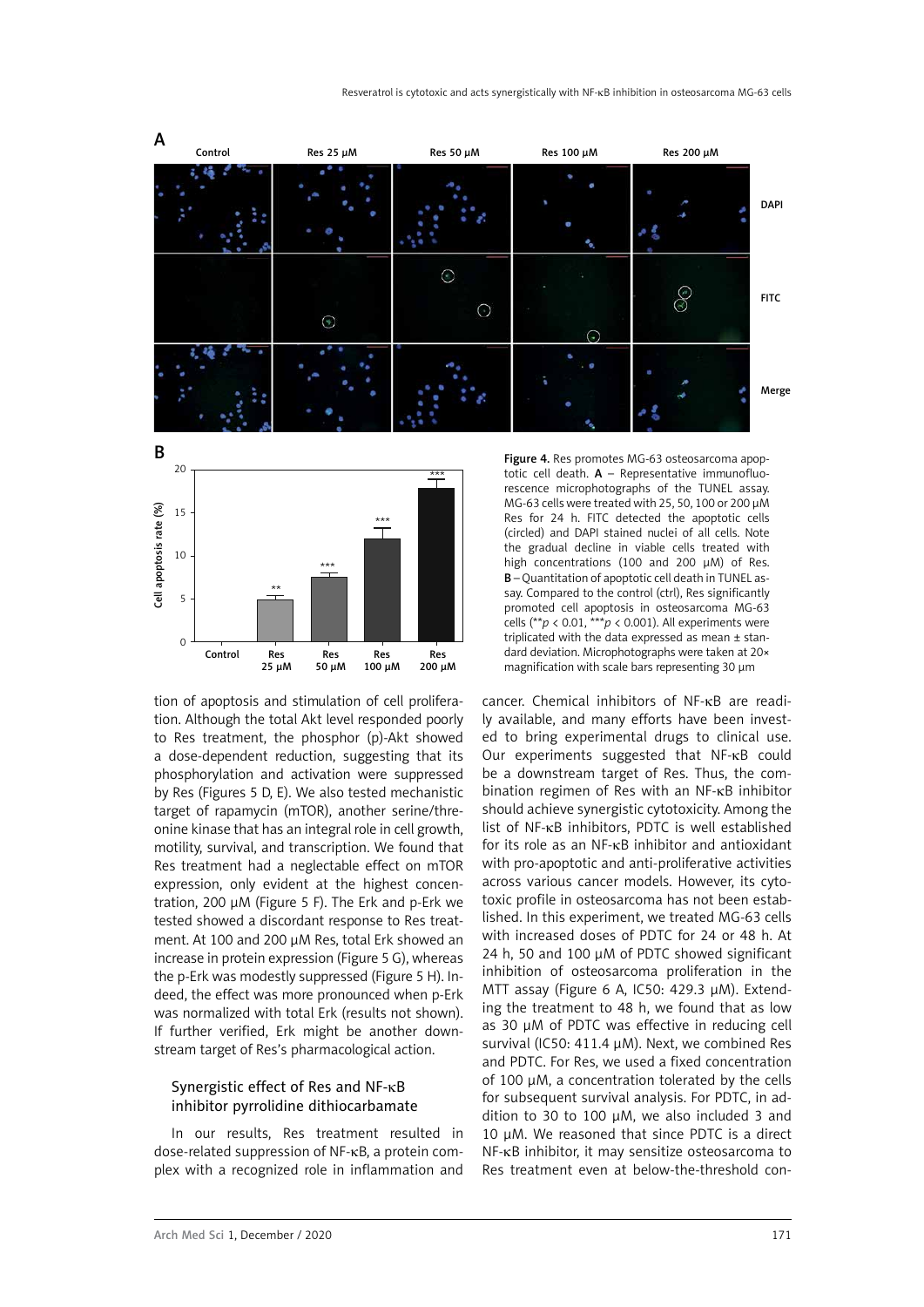Figure 4. Res promotes MG-63 osteosarcoma apoptotic cell death. **A** – Representative immunofluorescence microphotographs of the TUNEL assay. MG-63 cells were treated with 25, 50, 100 or 200 μM Res for 24 h. FITC detected the apoptotic cells (circled) and DAPI stained nuclei of all cells. Note the gradual decline in viable cells treated with high concentrations (100 and 200 μM) of Res. **B** – Quantitation of apoptotic cell death in TUNEL assay. Compared to the control (ctrl), Res significantly promoted cell apoptosis in osteosarcoma MG-63 cells (**$p < 0.01$, ***$p < 0.001$). All experiments were triplicated with the data expressed as mean ± standard deviation. Microphotographs were taken at 20× magnification with scale bars representing 30 μm

tion of apoptosis and stimulation of cell proliferation. Although the total Akt level responded poorly to Res treatment, the phosphor (p)-Akt showed a dose-dependent reduction, suggesting that its phosphorylation and activation were suppressed by Res (Figures 5 D, E). We also tested mechanistic target of rapamycin (mTOR), another serine/threonine kinase that has an integral role in cell growth, motility, survival, and transcription. We found that Res treatment had a neglectable effect on mTOR expression, only evident at the highest concentration, 200 μM (Figure 5 F). The Erk and p-Erk we tested showed a discordant response to Res treatment. At 100 and 200 μM Res, total Erk showed an increase in protein expression (Figure 5 G), whereas the p-Erk was modestly suppressed (Figure 5 H). Indeed, the effect was more pronounced when p-Erk was normalized with total Erk (results not shown). If further verified, Erk might be another downstream target of Res's pharmacological action.

### Synergistic effect of Res and NF-κB inhibitor pyrrolidine dithiocarbamate

In our results, Res treatment resulted in dose-related suppression of NF-κB, a protein complex with a recognized role in inflammation and cancer. Chemical inhibitors of NF-κB are readily available, and many efforts have been invested to bring experimental drugs to clinical use. Our experiments suggested that NF-κB could be a downstream target of Res. Thus, the combination regimen of Res with an NF-κB inhibitor should achieve synergistic cytotoxicity. Among the list of NF-κB inhibitors, PDTC is well established for its role as an NF-κB inhibitor and antioxidant with pro-apoptotic and anti-proliferative activities across various cancer models. However, its cytotoxic profile in osteosarcoma has not been established. In this experiment, we treated MG-63 cells with increased doses of PDTC for 24 or 48 h. At 24 h, 50 and 100 μM of PDTC showed significant inhibition of osteosarcoma proliferation in the MTT assay (Figure 6 A, IC50: 429.3 μM). Extending the treatment to 48 h, we found that as low as 30 μM of PDTC was effective in reducing cell survival (IC50: 411.4 μM). Next, we combined Res and PDTC. For Res, we used a fixed concentration of 100 μM, a concentration tolerated by the cells for subsequent survival analysis. For PDTC, in addition to 30 to 100 μM, we also included 3 and 10 μM. We reasoned that since PDTC is a direct NF-κB inhibitor, it may sensitize osteosarcoma to Res treatment even at below-the-threshold con-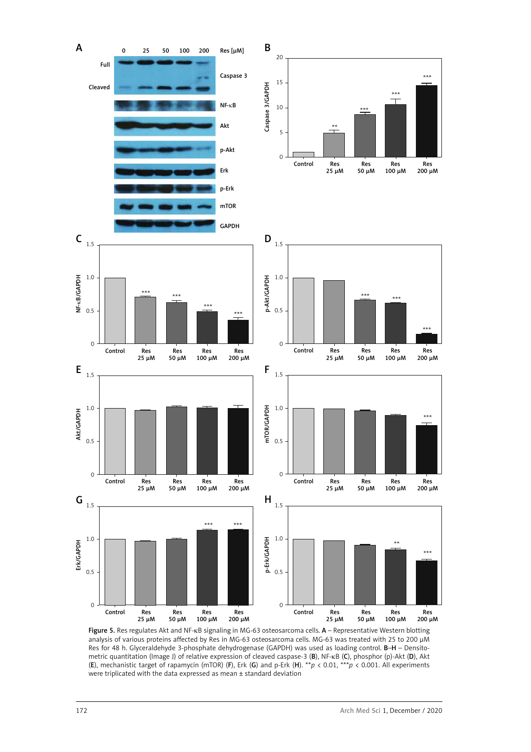Figure 5. Res regulates Akt and NF-κB signaling in MG-63 osteosarcoma cells. **A** – Representative Western blotting analysis of various proteins affected by Res in MG-63 osteosarcoma cells. MG-63 was treated with 25 to 200 μM Res for 48 h. Glyceraldehyde 3-phosphate dehydrogenase (GAPDH) was used as loading control. **B**–**H** – Densitometric quantitation (Image J) of relative expression of cleaved caspase-3 (**B**), NF-κB (**C**), phosphor (p)-Akt (**D**), Akt (**E**), mechanistic target of rapamycin (mTOR) (**F**), Erk (**G**) and p-Erk (**H**). $^{**}p < 0.01$, $^{***}p < 0.001$. All experiments were triplicated with the data expressed as mean ± standard deviation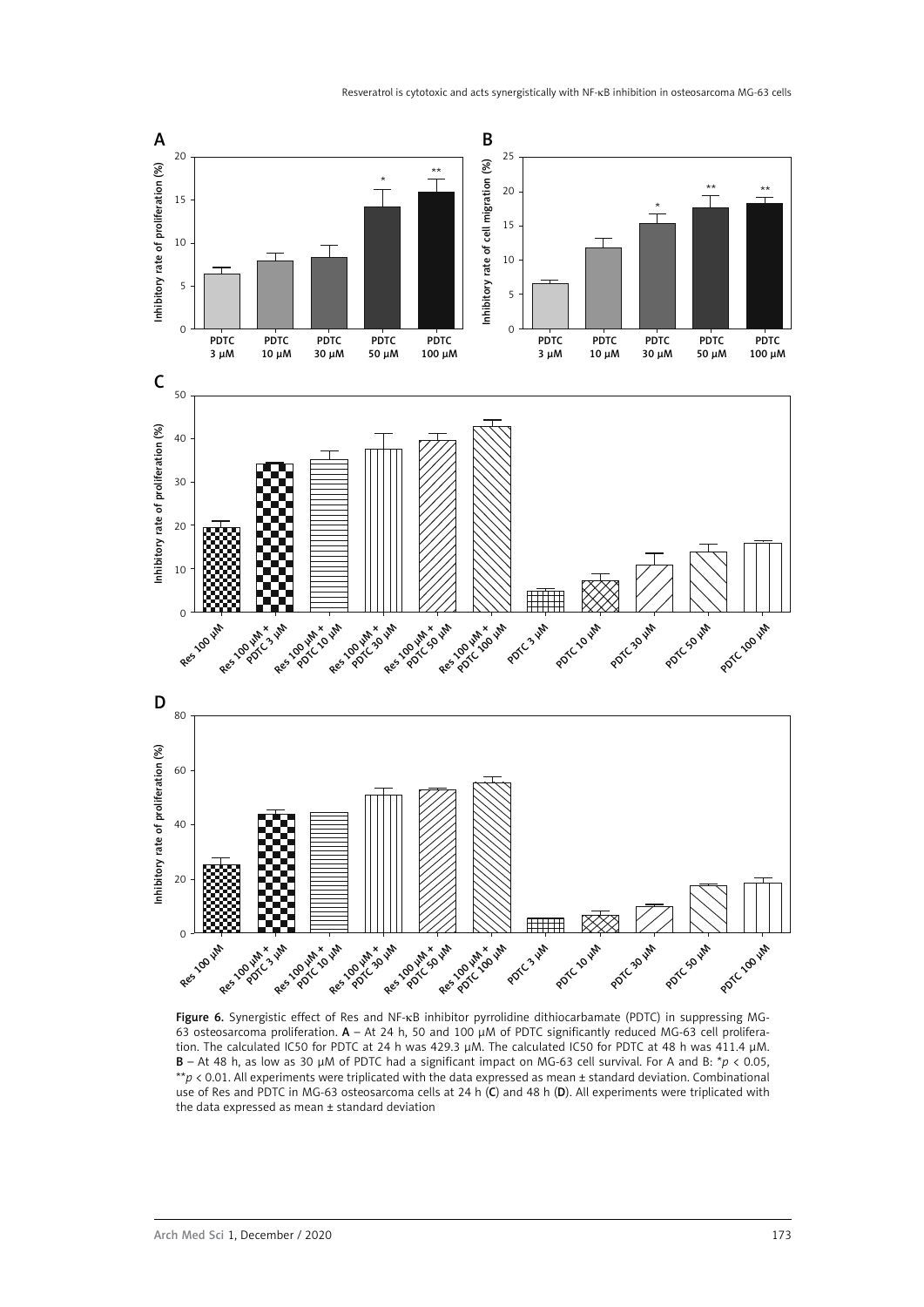Figure 6. Synergistic effect of Res and NF-κB inhibitor pyrrolidine dithiocarbamate (PDTC) in suppressing MG-63 osteosarcoma proliferation. **A** – At 24 h, 50 and 100 μM of PDTC significantly reduced MG-63 cell proliferation. The calculated IC50 for PDTC at 24 h was 429.3 μM. The calculated IC50 for PDTC at 48 h was 411.4 μM. **B** – At 48 h, as low as 30 μM of PDTC had a significant impact on MG-63 cell survival. For A and B: $^{*}p < 0.05$, $^{**}p < 0.01$. All experiments were triplicated with the data expressed as mean ± standard deviation. Combinational use of Res and PDTC in MG-63 osteosarcoma cells at 24 h (**C**) and 48 h (**D**). All experiments were triplicated with the data expressed as mean ± standard deviation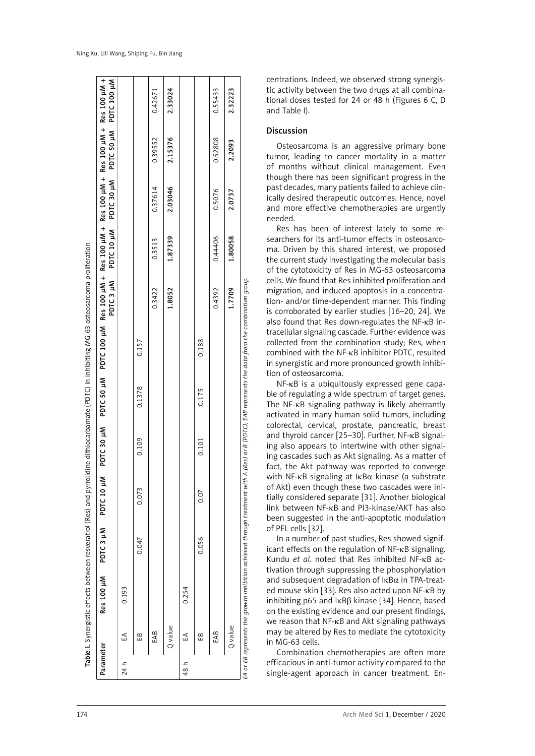**Table I.** Synergistic effects between resveratrol (Res) and pyrrolidine dithiocarbamate (PDTC) in inhibiting MG-63 osteosarcoma proliferation

| Parameter | | Res 100 μM | PDTC 3 μM | PDTC 10 μM | PDTC 30 μM | PDTC 50 μM | PDTC 100 μM | Res 100 μM + PDTC 3 μM | Res 100 μM + PDTC 10 μM | Res 100 μM + PDTC 30 μM | Res 100 μM + PDTC 50 μM | Res 100 μM + PDTC 100 μM |
|---|---|---|---|---|---|---|---|---|---|---|---|---|
| 24 h | EA | 0.193 | | | | | | | | | | |
| | EB | | 0.047 | 0.073 | 0.109 | 0.1378 | 0.157 | | | | | |
| | EAB | | | | | | | 0.3422 | 0.3513 | 0.37614 | 0.39552 | 0.42671 |
| | Q value | | | | | | | **1.8052** | **1.87339** | **2.03046** | **2.15376** | **2.33024** |
| 48 h | EA | 0.254 | | | | | | | | | | |
| | EB | | 0.056 | 0.07 | 0.101 | 0.175 | 0.188 | | | | | |
| | EAB | | | | | | | 0.4392 | 0.44406 | 0.5076 | 0.52808 | 0.55433 |
| | Q value | | | | | | | **1.7709** | **1.80058** | **2.0737** | **2.2093** | **2.32223** |

*EA or EB represents the growth inhibition achieved through treatment with A (Res) or B (PDTC); EAB represents the data from the combination group.*

centrations. Indeed, we observed strong synergistic activity between the two drugs at all combinational doses tested for 24 or 48 h (Figures 6 C, D and Table I).

## Discussion

Osteosarcoma is an aggressive primary bone tumor, leading to cancer mortality in a matter of months without clinical management. Even though there has been significant progress in the past decades, many patients failed to achieve clinically desired therapeutic outcomes. Hence, novel and more effective chemotherapies are urgently needed.

Res has been of interest lately to some researchers for its anti-tumor effects in osteosarcoma. Driven by this shared interest, we proposed the current study investigating the molecular basis of the cytotoxicity of Res in MG-63 osteosarcoma cells. We found that Res inhibited proliferation and migration, and induced apoptosis in a concentration- and/or time-dependent manner. This finding is corroborated by earlier studies [16–20, 24]. We also found that Res down-regulates the NF-κB intracellular signaling cascade. Further evidence was collected from the combination study; Res, when combined with the NF-κB inhibitor PDTC, resulted in synergistic and more pronounced growth inhibition of osteosarcoma.

NF-κB is a ubiquitously expressed gene capable of regulating a wide spectrum of target genes. The NF-κB signaling pathway is likely aberrantly activated in many human solid tumors, including colorectal, cervical, prostate, pancreatic, breast and thyroid cancer [25–30]. Further, NF-κB signaling also appears to intertwine with other signaling cascades such as Akt signaling. As a matter of fact, the Akt pathway was reported to converge with NF-κB signaling at IκBα kinase (a substrate of Akt) even though these two cascades were initially considered separate [31]. Another biological link between NF-κB and PI3-kinase/AKT has also been suggested in the anti-apoptotic modulation of PEL cells [32].

In a number of past studies, Res showed significant effects on the regulation of NF-κB signaling. Kundu *et al*. noted that Res inhibited NF-κB activation through suppressing the phosphorylation and subsequent degradation of IκBα in TPA-treated mouse skin [33]. Res also acted upon NF-κB by inhibiting p65 and IκBβ kinase [34]. Hence, based on the existing evidence and our present findings, we reason that NF-κB and Akt signaling pathways may be altered by Res to mediate the cytotoxicity in MG-63 cells.

Combination chemotherapies are often more efficacious in anti-tumor activity compared to the single-agent approach in cancer treatment. En-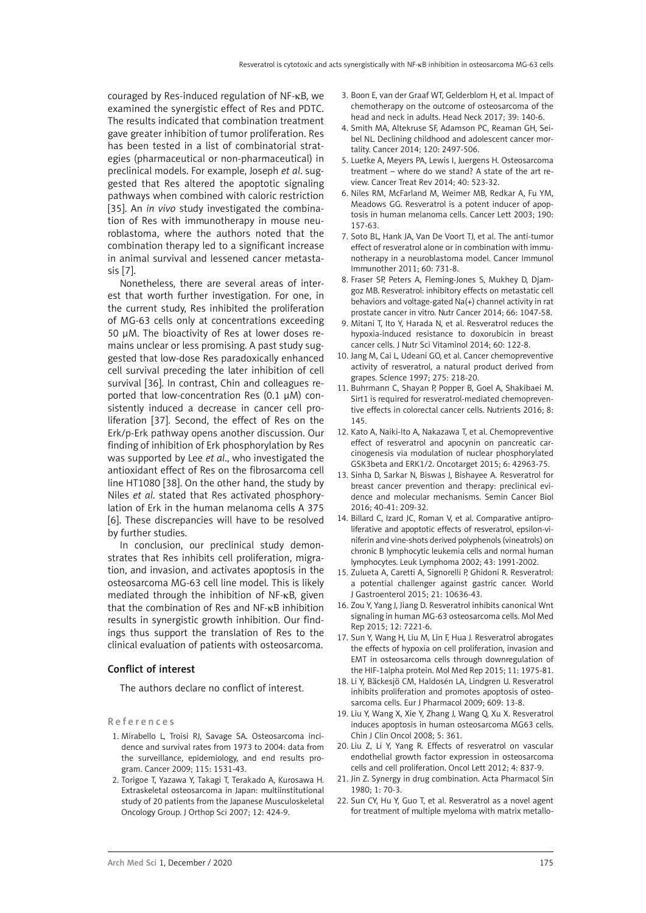couraged by Res-induced regulation of NF-κB, we examined the synergistic effect of Res and PDTC. The results indicated that combination treatment gave greater inhibition of tumor proliferation. Res has been tested in a list of combinatorial strategies (pharmaceutical or non-pharmaceutical) in preclinical models. For example, Joseph *et al*. suggested that Res altered the apoptotic signaling pathways when combined with caloric restriction [35]. An *in vivo* study investigated the combination of Res with immunotherapy in mouse neuroblastoma, where the authors noted that the combination therapy led to a significant increase in animal survival and lessened cancer metastasis [7].

Nonetheless, there are several areas of interest that worth further investigation. For one, in the current study, Res inhibited the proliferation of MG-63 cells only at concentrations exceeding 50 μM. The bioactivity of Res at lower doses remains unclear or less promising. A past study suggested that low-dose Res paradoxically enhanced cell survival preceding the later inhibition of cell survival [36]. In contrast, Chin and colleagues reported that low-concentration Res (0.1 μM) consistently induced a decrease in cancer cell proliferation [37]. Second, the effect of Res on the Erk/p-Erk pathway opens another discussion. Our finding of inhibition of Erk phosphorylation by Res was supported by Lee *et al*., who investigated the antioxidant effect of Res on the fibrosarcoma cell line HT1080 [38]. On the other hand, the study by Niles *et al*. stated that Res activated phosphorylation of Erk in the human melanoma cells A 375 [6]. These discrepancies will have to be resolved by further studies.

In conclusion, our preclinical study demonstrates that Res inhibits cell proliferation, migration, and invasion, and activates apoptosis in the osteosarcoma MG-63 cell line model. This is likely mediated through the inhibition of NF-κB, given that the combination of Res and NF-κB inhibition results in synergistic growth inhibition. Our findings thus support the translation of Res to the clinical evaluation of patients with osteosarcoma.

## Conflict of interest

The authors declare no conflict of interest.

## References

1. Mirabello L, Troisi RJ, Savage SA. Osteosarcoma incidence and survival rates from 1973 to 2004: data from the surveillance, epidemiology, and end results program. Cancer 2009; 115: 1531-43.
2. Torigoe T, Yazawa Y, Takagi T, Terakado A, Kurosawa H. Extraskeletal osteosarcoma in Japan: multiinstitutional study of 20 patients from the Japanese Musculoskeletal Oncology Group. J Orthop Sci 2007; 12: 424-9.
3. Boon E, van der Graaf WT, Gelderblom H, et al. Impact of chemotherapy on the outcome of osteosarcoma of the head and neck in adults. Head Neck 2017; 39: 140-6.
4. Smith MA, Altekruse SF, Adamson PC, Reaman GH, Seibel NL. Declining childhood and adolescent cancer mortality. Cancer 2014; 120: 2497-506.
5. Luetke A, Meyers PA, Lewis I, Juergens H. Osteosarcoma treatment – where do we stand? A state of the art review. Cancer Treat Rev 2014; 40: 523-32.
6. Niles RM, McFarland M, Weimer MB, Redkar A, Fu YM, Meadows GG. Resveratrol is a potent inducer of apoptosis in human melanoma cells. Cancer Lett 2003; 190: 157-63.
7. Soto BL, Hank JA, Van De Voort TJ, et al. The anti-tumor effect of resveratrol alone or in combination with immunotherapy in a neuroblastoma model. Cancer Immunol Immunother 2011; 60: 731-8.
8. Fraser SP, Peters A, Fleming-Jones S, Mukhey D, Djamgoz MB. Resveratrol: inhibitory effects on metastatic cell behaviors and voltage-gated Na(+) channel activity in rat prostate cancer in vitro. Nutr Cancer 2014; 66: 1047-58.
9. Mitani T, Ito Y, Harada N, et al. Resveratrol reduces the hypoxia-induced resistance to doxorubicin in breast cancer cells. J Nutr Sci Vitaminol 2014; 60: 122-8.
10. Jang M, Cai L, Udeani GO, et al. Cancer chemopreventive activity of resveratrol, a natural product derived from grapes. Science 1997; 275: 218-20.
11. Buhrmann C, Shayan P, Popper B, Goel A, Shakibaei M. Sirt1 is required for resveratrol-mediated chemopreventive effects in colorectal cancer cells. Nutrients 2016; 8: 145.
12. Kato A, Naiki-Ito A, Nakazawa T, et al. Chemopreventive effect of resveratrol and apocynin on pancreatic carcinogenesis via modulation of nuclear phosphorylated GSK3beta and ERK1/2. Oncotarget 2015; 6: 42963-75.
13. Sinha D, Sarkar N, Biswas J, Bishayee A. Resveratrol for breast cancer prevention and therapy: preclinical evidence and molecular mechanisms. Semin Cancer Biol 2016; 40-41: 209-32.
14. Billard C, Izard JC, Roman V, et al. Comparative antiproliferative and apoptotic effects of resveratrol, epsilon-viniferin and vine-shots derived polyphenols (vineatrols) on chronic B lymphocytic leukemia cells and normal human lymphocytes. Leuk Lymphoma 2002; 43: 1991-2002.
15. Zulueta A, Caretti A, Signorelli P, Ghidoni R. Resveratrol: a potential challenger against gastric cancer. World J Gastroenterol 2015; 21: 10636-43.
16. Zou Y, Yang J, Jiang D. Resveratrol inhibits canonical Wnt signaling in human MG-63 osteosarcoma cells. Mol Med Rep 2015; 12: 7221-6.
17. Sun Y, Wang H, Liu M, Lin F, Hua J. Resveratrol abrogates the effects of hypoxia on cell proliferation, invasion and EMT in osteosarcoma cells through downregulation of the HIF-1alpha protein. Mol Med Rep 2015; 11: 1975-81.
18. Li Y, Bäckesjö CM, Haldosén LA, Lindgren U. Resveratrol inhibits proliferation and promotes apoptosis of osteosarcoma cells. Eur J Pharmacol 2009; 609: 13-8.
19. Liu Y, Wang X, Xie Y, Zhang J, Wang Q, Xu X. Resveratrol induces apoptosis in human osteosarcoma MG63 cells. Chin J Clin Oncol 2008; 5: 361.
20. Liu Z, Li Y, Yang R. Effects of resveratrol on vascular endothelial growth factor expression in osteosarcoma cells and cell proliferation. Oncol Lett 2012; 4: 837-9.
21. Jin Z. Synergy in drug combination. Acta Pharmacol Sin 1980; 1: 70-3.
22. Sun CY, Hu Y, Guo T, et al. Resveratrol as a novel agent for treatment of multiple myeloma with matrix metallo-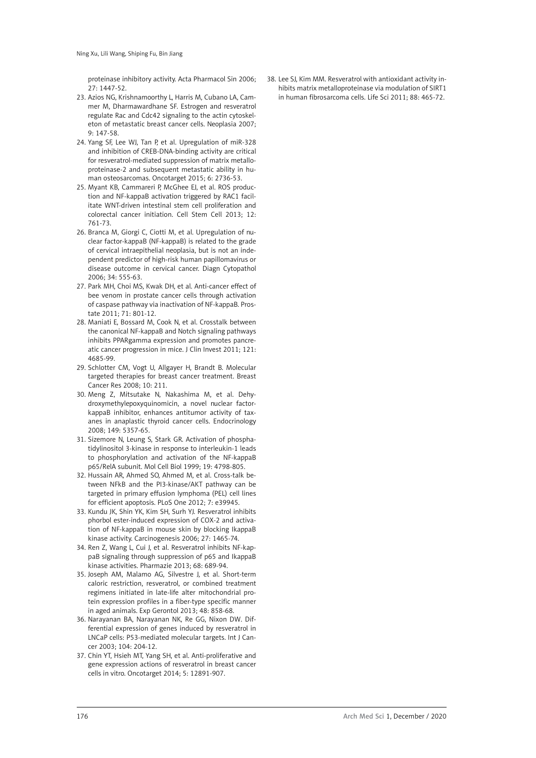proteinase inhibitory activity. Acta Pharmacol Sin 2006; 27: 1447-52.

23. Azios NG, Krishnamoorthy L, Harris M, Cubano LA, Cammer M, Dharmawardhane SF. Estrogen and resveratrol regulate Rac and Cdc42 signaling to the actin cytoskeleton of metastatic breast cancer cells. Neoplasia 2007; 9: 147-58.
24. Yang SF, Lee WJ, Tan P, et al. Upregulation of miR-328 and inhibition of CREB-DNA-binding activity are critical for resveratrol-mediated suppression of matrix metalloproteinase-2 and subsequent metastatic ability in human osteosarcomas. Oncotarget 2015; 6: 2736-53.
25. Myant KB, Cammareri P, McGhee EJ, et al. ROS production and NF-kappaB activation triggered by RAC1 facilitate WNT-driven intestinal stem cell proliferation and colorectal cancer initiation. Cell Stem Cell 2013; 12: 761-73.
26. Branca M, Giorgi C, Ciotti M, et al. Upregulation of nuclear factor-kappaB (NF-kappaB) is related to the grade of cervical intraepithelial neoplasia, but is not an independent predictor of high-risk human papillomavirus or disease outcome in cervical cancer. Diagn Cytopathol 2006; 34: 555-63.
27. Park MH, Choi MS, Kwak DH, et al. Anti-cancer effect of bee venom in prostate cancer cells through activation of caspase pathway via inactivation of NF-kappaB. Prostate 2011; 71: 801-12.
28. Maniati E, Bossard M, Cook N, et al. Crosstalk between the canonical NF-kappaB and Notch signaling pathways inhibits PPARgamma expression and promotes pancreatic cancer progression in mice. J Clin Invest 2011; 121: 4685-99.
29. Schlotter CM, Vogt U, Allgayer H, Brandt B. Molecular targeted therapies for breast cancer treatment. Breast Cancer Res 2008; 10: 211.
30. Meng Z, Mitsutake N, Nakashima M, et al. Dehydroxymethylepoxyquinomicin, a novel nuclear factor-kappaB inhibitor, enhances antitumor activity of taxanes in anaplastic thyroid cancer cells. Endocrinology 2008; 149: 5357-65.
31. Sizemore N, Leung S, Stark GR. Activation of phosphatidylinositol 3-kinase in response to interleukin-1 leads to phosphorylation and activation of the NF-kappaB p65/RelA subunit. Mol Cell Biol 1999; 19: 4798-805.
32. Hussain AR, Ahmed SO, Ahmed M, et al. Cross-talk between NFkB and the PI3-kinase/AKT pathway can be targeted in primary effusion lymphoma (PEL) cell lines for efficient apoptosis. PLoS One 2012; 7: e39945.
33. Kundu JK, Shin YK, Kim SH, Surh YJ. Resveratrol inhibits phorbol ester-induced expression of COX-2 and activation of NF-kappaB in mouse skin by blocking IkappaB kinase activity. Carcinogenesis 2006; 27: 1465-74.
34. Ren Z, Wang L, Cui J, et al. Resveratrol inhibits NF-kappaB signaling through suppression of p65 and IkappaB kinase activities. Pharmazie 2013; 68: 689-94.
35. Joseph AM, Malamo AG, Silvestre J, et al. Short-term caloric restriction, resveratrol, or combined treatment regimens initiated in late-life alter mitochondrial protein expression profiles in a fiber-type specific manner in aged animals. Exp Gerontol 2013; 48: 858-68.
36. Narayanan BA, Narayanan NK, Re GG, Nixon DW. Differential expression of genes induced by resveratrol in LNCaP cells: P53-mediated molecular targets. Int J Cancer 2003; 104: 204-12.
37. Chin YT, Hsieh MT, Yang SH, et al. Anti-proliferative and gene expression actions of resveratrol in breast cancer cells in vitro. Oncotarget 2014; 5: 12891-907.
38. Lee SJ, Kim MM. Resveratrol with antioxidant activity inhibits matrix metalloproteinase via modulation of SIRT1 in human fibrosarcoma cells. Life Sci 2011; 88: 465-72.